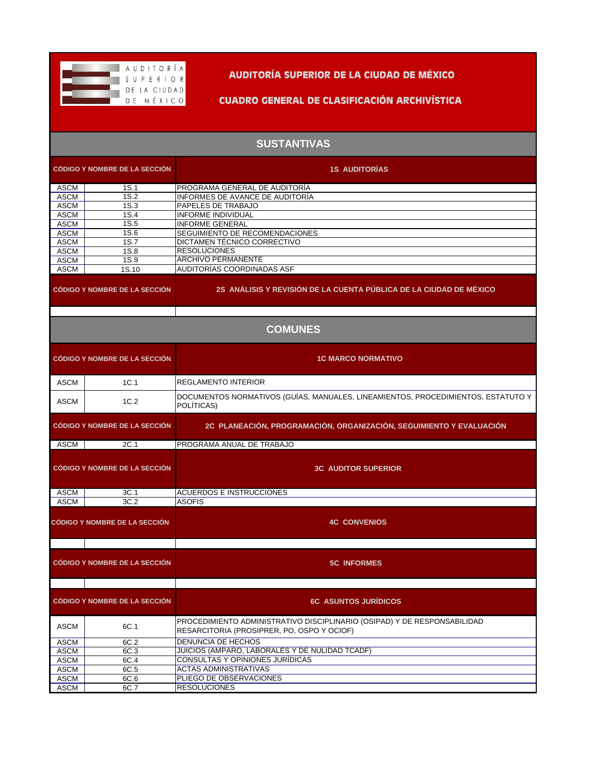# AUDITORÍA SUPERIOR DE LA CIUDAD DE MÉXICO

## CUADRO GENERAL DE CLASIFICACIÓN ARCHIVÍSTICA

## SUSTANTIVAS

| CÓDIGO Y NOMBRE DE LA SECCIÓN | | 1S AUDITORÍAS |
|---|---|---|
| ASCM | 1S.1 | PROGRAMA GENERAL DE AUDITORÍA |
| ASCM | 1S.2 | INFORMES DE AVANCE DE AUDITORÍA |
| ASCM | 1S.3 | PAPELES DE TRABAJO |
| ASCM | 1S.4 | INFORME INDIVIDUAL |
| ASCM | 1S.5 | INFORME GENERAL |
| ASCM | 1S.6 | SEGUIMIENTO DE RECOMENDACIONES |
| ASCM | 1S.7 | DICTAMEN TÉCNICO CORRECTIVO |
| ASCM | 1S.8 | RESOLUCIONES |
| ASCM | 1S.9 | ARCHIVO PERMANENTE |
| ASCM | 1S.10 | AUDITORÍAS COORDINADAS ASF |

| CÓDIGO Y NOMBRE DE LA SECCIÓN | | 2S ANÁLISIS Y REVISIÓN DE LA CUENTA PÚBLICA DE LA CIUDAD DE MÉXICO |
|---|---|---|
| | | |

## COMUNES

| CÓDIGO Y NOMBRE DE LA SECCIÓN | | 1C MARCO NORMATIVO |
|---|---|---|
| ASCM | 1C.1 | REGLAMENTO INTERIOR |
| ASCM | 1C.2 | DOCUMENTOS NORMATIVOS (GUÍAS, MANUALES, LINEAMIENTOS, PROCEDIMIENTOS, ESTATUTO Y POLÍTICAS) |

| CÓDIGO Y NOMBRE DE LA SECCIÓN | | 2C PLANEACIÓN, PROGRAMACIÓN, ORGANIZACIÓN, SEGUIMIENTO Y EVALUACIÓN |
|---|---|---|
| ASCM | 2C.1 | PROGRAMA ANUAL DE TRABAJO |

| CÓDIGO Y NOMBRE DE LA SECCIÓN | | 3C AUDITOR SUPERIOR |
|---|---|---|
| ASCM | 3C.1 | ACUERDOS E INSTRUCCIONES |
| ASCM | 3C.2 | ASOFIS |

| CÓDIGO Y NOMBRE DE LA SECCIÓN | | 4C CONVENIOS |
|---|---|---|
| | | |

| CÓDIGO Y NOMBRE DE LA SECCIÓN | | 5C INFORMES |
|---|---|---|
| | | |

| CÓDIGO Y NOMBRE DE LA SECCIÓN | | 6C ASUNTOS JURÍDICOS |
|---|---|---|
| ASCM | 6C.1 | PROCEDIMIENTO ADMINISTRATIVO DISCIPLINARIO (OSIPAD) Y DE RESPONSABILIDAD RESARCITORIA (PROSIPRER, PO, OSPO Y OCIOF) |
| ASCM | 6C.2 | DENUNCIA DE HECHOS |
| ASCM | 6C.3 | JUICIOS (AMPARO, LABORALES Y DE NULIDAD TCADF) |
| ASCM | 6C.4 | CONSULTAS Y OPINIONES JURÍDICAS |
| ASCM | 6C.5 | ACTAS ADMINISTRATIVAS |
| ASCM | 6C.6 | PLIEGO DE OBSERVACIONES |
| ASCM | 6C.7 | RESOLUCIONES |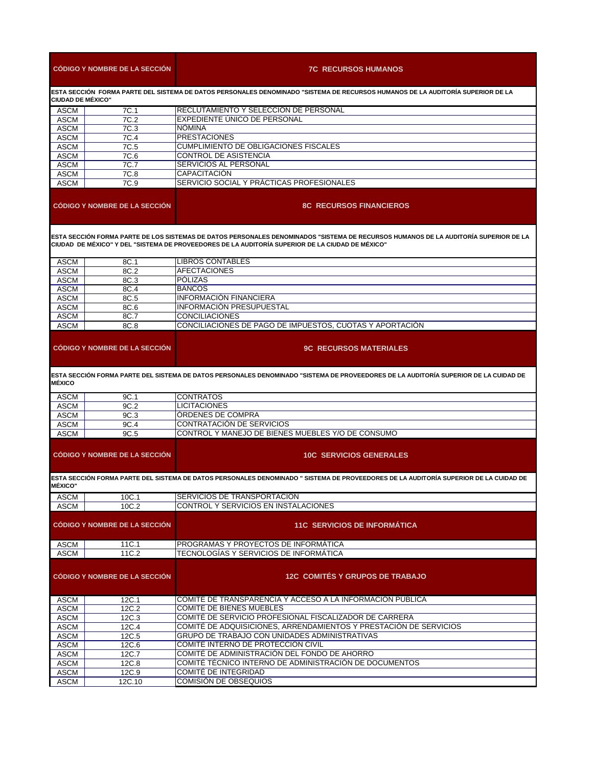| CÓDIGO Y NOMBRE DE LA SECCIÓN | | 7C RECURSOS HUMANOS |
|---|---|---|
| **ESTA SECCIÓN FORMA PARTE DEL SISTEMA DE DATOS PERSONALES DENOMINADO "SISTEMA DE RECURSOS HUMANOS DE LA AUDITORÍA SUPERIOR DE LA CIUDAD DE MÉXICO"** | | |
| ASCM | 7C.1 | RECLUTAMIENTO Y SELECCIÓN DE PERSONAL |
| ASCM | 7C.2 | EXPEDIENTE ÚNICO DE PERSONAL |
| ASCM | 7C.3 | NÓMINA |
| ASCM | 7C.4 | PRESTACIONES |
| ASCM | 7C.5 | CUMPLIMIENTO DE OBLIGACIONES FISCALES |
| ASCM | 7C.6 | CONTROL DE ASISTENCIA |
| ASCM | 7C.7 | SERVICIOS AL PERSONAL |
| ASCM | 7C.8 | CAPACITACIÓN |
| ASCM | 7C.9 | SERVICIO SOCIAL Y PRÁCTICAS PROFESIONALES |

| CÓDIGO Y NOMBRE DE LA SECCIÓN | | 8C RECURSOS FINANCIEROS |
|---|---|---|
| **ESTA SECCIÓN FORMA PARTE DE LOS SISTEMAS DE DATOS PERSONALES DENOMINADOS "SISTEMA DE RECURSOS HUMANOS DE LA AUDITORÍA SUPERIOR DE LA CIUDAD DE MÉXICO" Y DEL "SISTEMA DE PROVEEDORES DE LA AUDITORÍA SUPERIOR DE LA CIUDAD DE MÉXICO"** | | |
| ASCM | 8C.1 | LIBROS CONTABLES |
| ASCM | 8C.2 | AFECTACIONES |
| ASCM | 8C.3 | PÓLIZAS |
| ASCM | 8C.4 | BANCOS |
| ASCM | 8C.5 | INFORMACIÓN FINANCIERA |
| ASCM | 8C.6 | INFORMACIÓN PRESUPUESTAL |
| ASCM | 8C.7 | CONCILIACIONES |
| ASCM | 8C.8 | CONCILIACIONES DE PAGO DE IMPUESTOS, CUOTAS Y APORTACIÓN |

| CÓDIGO Y NOMBRE DE LA SECCIÓN | | 9C RECURSOS MATERIALES |
|---|---|---|
| **ESTA SECCIÓN FORMA PARTE DEL SISTEMA DE DATOS PERSONALES DENOMINADO "SISTEMA DE PROVEEDORES DE LA AUDITORÍA SUPERIOR DE LA CUIDAD DE MÉXICO** | | |
| ASCM | 9C.1 | CONTRATOS |
| ASCM | 9C.2 | LICITACIONES |
| ASCM | 9C.3 | ÓRDENES DE COMPRA |
| ASCM | 9C.4 | CONTRATACIÓN DE SERVICIOS |
| ASCM | 9C.5 | CONTROL Y MANEJO DE BIENES MUEBLES Y/O DE CONSUMO |

| CÓDIGO Y NOMBRE DE LA SECCIÓN | | 10C SERVICIOS GENERALES |
|---|---|---|
| **ESTA SECCIÓN FORMA PARTE DEL SISTEMA DE DATOS PERSONALES DENOMINADO " SISTEMA DE PROVEEDORES DE LA AUDITORÍA SUPERIOR DE LA CUIDAD DE MÉXICO"** | | |
| ASCM | 10C.1 | SERVICIOS DE TRANSPORTACIÓN |
| ASCM | 10C.2 | CONTROL Y SERVICIOS EN INSTALACIONES |

| CÓDIGO Y NOMBRE DE LA SECCIÓN | | 11C SERVICIOS DE INFORMÁTICA |
|---|---|---|
| ASCM | 11C.1 | PROGRAMAS Y PROYECTOS DE INFORMÁTICA |
| ASCM | 11C.2 | TECNOLOGÍAS Y SERVICIOS DE INFORMÁTICA |

| CÓDIGO Y NOMBRE DE LA SECCIÓN | | 12C COMITÉS Y GRUPOS DE TRABAJO |
|---|---|---|
| ASCM | 12C.1 | COMITÉ DE TRANSPARENCIA Y ACCESO A LA INFORMACIÓN PÚBLICA |
| ASCM | 12C.2 | COMITÉ DE BIENES MUEBLES |
| ASCM | 12C.3 | COMITÉ DE SERVICIO PROFESIONAL FISCALIZADOR DE CARRERA |
| ASCM | 12C.4 | COMITÉ DE ADQUISICIONES, ARRENDAMIENTOS Y PRESTACIÓN DE SERVICIOS |
| ASCM | 12C.5 | GRUPO DE TRABAJO CON UNIDADES ADMINISTRATIVAS |
| ASCM | 12C.6 | COMITÉ INTERNO DE PROTECCIÓN CIVIL |
| ASCM | 12C.7 | COMITÉ DE ADMINISTRACIÓN DEL FONDO DE AHORRO |
| ASCM | 12C.8 | COMITÉ TÉCNICO INTERNO DE ADMINISTRACIÓN DE DOCUMENTOS |
| ASCM | 12C.9 | COMITÉ DE INTEGRIDAD |
| ASCM | 12C.10 | COMISIÓN DE OBSEQUIOS |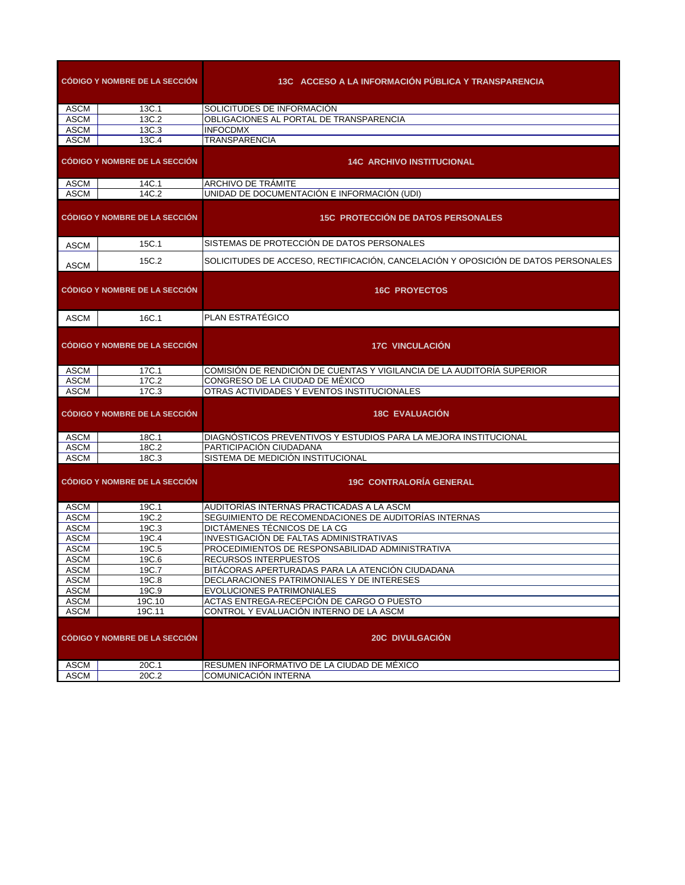| CÓDIGO Y NOMBRE DE LA SECCIÓN | | 13C ACCESO A LA INFORMACIÓN PÚBLICA Y TRANSPARENCIA |
|---|---|---|
| ASCM | 13C.1 | SOLICITUDES DE INFORMACIÓN |
| ASCM | 13C.2 | OBLIGACIONES AL PORTAL DE TRANSPARENCIA |
| ASCM | 13C.3 | INFOCDMX |
| ASCM | 13C.4 | TRANSPARENCIA |
| **CÓDIGO Y NOMBRE DE LA SECCIÓN** | | **14C ARCHIVO INSTITUCIONAL** |
| ASCM | 14C.1 | ARCHIVO DE TRÁMITE |
| ASCM | 14C.2 | UNIDAD DE DOCUMENTACIÓN E INFORMACIÓN (UDI) |
| **CÓDIGO Y NOMBRE DE LA SECCIÓN** | | **15C PROTECCIÓN DE DATOS PERSONALES** |
| ASCM | 15C.1 | SISTEMAS DE PROTECCIÓN DE DATOS PERSONALES |
| ASCM | 15C.2 | SOLICITUDES DE ACCESO, RECTIFICACIÓN, CANCELACIÓN Y OPOSICIÓN DE DATOS PERSONALES |
| **CÓDIGO Y NOMBRE DE LA SECCIÓN** | | **16C PROYECTOS** |
| ASCM | 16C.1 | PLAN ESTRATÉGICO |
| **CÓDIGO Y NOMBRE DE LA SECCIÓN** | | **17C VINCULACIÓN** |
| ASCM | 17C.1 | COMISIÓN DE RENDICIÓN DE CUENTAS Y VIGILANCIA DE LA AUDITORÍA SUPERIOR |
| ASCM | 17C.2 | CONGRESO DE LA CIUDAD DE MÉXICO |
| ASCM | 17C.3 | OTRAS ACTIVIDADES Y EVENTOS INSTITUCIONALES |
| **CÓDIGO Y NOMBRE DE LA SECCIÓN** | | **18C EVALUACIÓN** |
| ASCM | 18C.1 | DIAGNÓSTICOS PREVENTIVOS Y ESTUDIOS PARA LA MEJORA INSTITUCIONAL |
| ASCM | 18C.2 | PARTICIPACIÓN CIUDADANA |
| ASCM | 18C.3 | SISTEMA DE MEDICIÓN INSTITUCIONAL |
| **CÓDIGO Y NOMBRE DE LA SECCIÓN** | | **19C CONTRALORÍA GENERAL** |
| ASCM | 19C.1 | AUDITORÍAS INTERNAS PRACTICADAS A LA ASCM |
| ASCM | 19C.2 | SEGUIMIENTO DE RECOMENDACIONES DE AUDITORÍAS INTERNAS |
| ASCM | 19C.3 | DICTÁMENES TÉCNICOS DE LA CG |
| ASCM | 19C.4 | INVESTIGACIÓN DE FALTAS ADMINISTRATIVAS |
| ASCM | 19C.5 | PROCEDIMIENTOS DE RESPONSABILIDAD ADMINISTRATIVA |
| ASCM | 19C.6 | RECURSOS INTERPUESTOS |
| ASCM | 19C.7 | BITÁCORAS APERTURADAS PARA LA ATENCIÓN CIUDADANA |
| ASCM | 19C.8 | DECLARACIONES PATRIMONIALES Y DE INTERESES |
| ASCM | 19C.9 | EVOLUCIONES PATRIMONIALES |
| ASCM | 19C.10 | ACTAS ENTREGA-RECEPCIÓN DE CARGO O PUESTO |
| ASCM | 19C.11 | CONTROL Y EVALUACIÓN INTERNO DE LA ASCM |
| **CÓDIGO Y NOMBRE DE LA SECCIÓN** | | **20C DIVULGACIÓN** |
| ASCM | 20C.1 | RESUMEN INFORMATIVO DE LA CIUDAD DE MÉXICO |
| ASCM | 20C.2 | COMUNICACIÓN INTERNA |